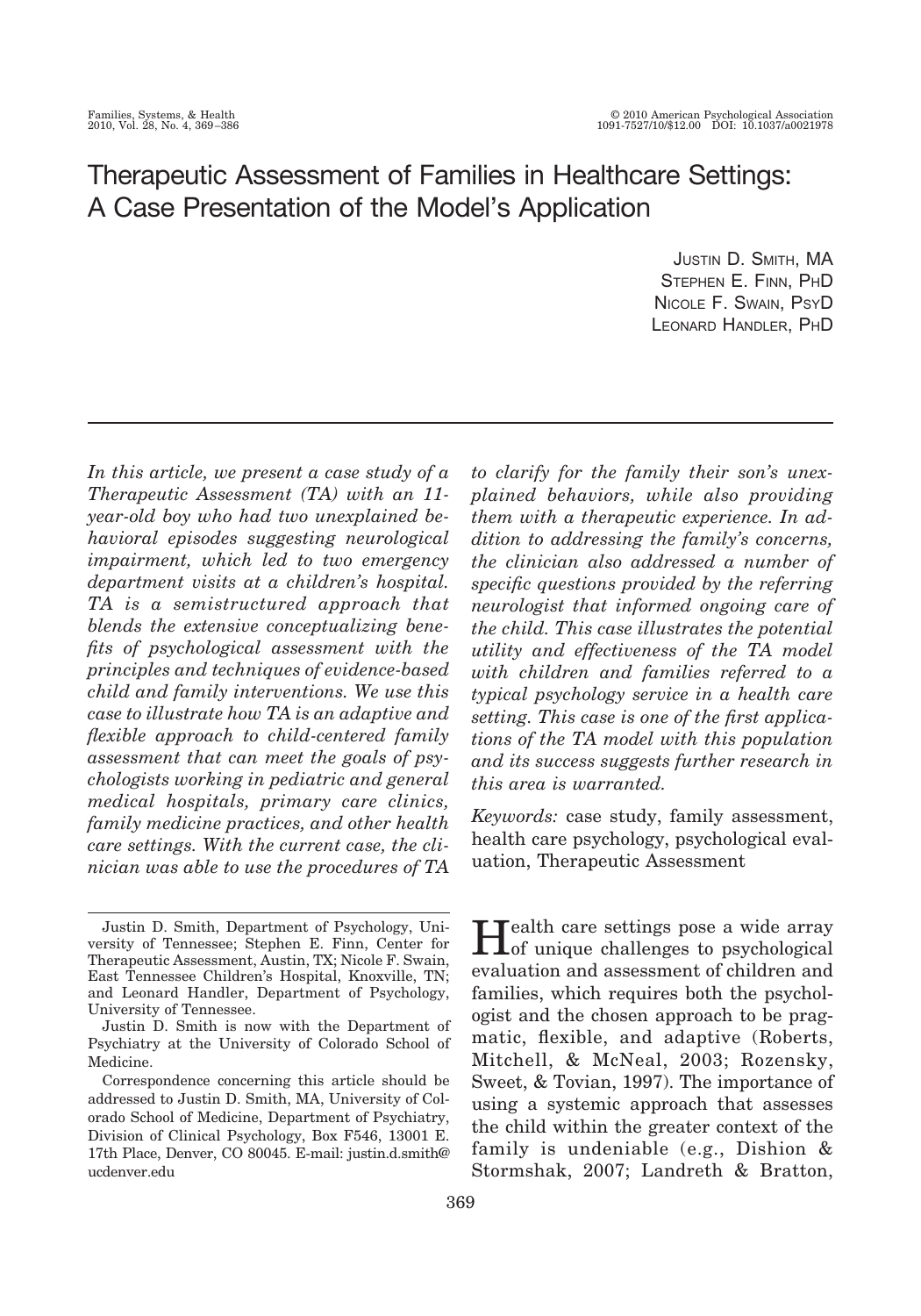# Therapeutic Assessment of Families in Healthcare Settings: A Case Presentation of the Model's Application

Justin D. Smith, MA
Stephen E. Finn, PhD
Nicole F. Swain, PsyD
Leonard Handler, PhD

*In this article, we present a case study of a Therapeutic Assessment (TA) with an 11-year-old boy who had two unexplained behavioral episodes suggesting neurological impairment, which led to two emergency department visits at a children's hospital. TA is a semistructured approach that blends the extensive conceptualizing benefits of psychological assessment with the principles and techniques of evidence-based child and family interventions. We use this case to illustrate how TA is an adaptive and flexible approach to child-centered family assessment that can meet the goals of psychologists working in pediatric and general medical hospitals, primary care clinics, family medicine practices, and other health care settings. With the current case, the clinician was able to use the procedures of TA to clarify for the family their son's unexplained behaviors, while also providing them with a therapeutic experience. In addition to addressing the family's concerns, the clinician also addressed a number of specific questions provided by the referring neurologist that informed ongoing care of the child. This case illustrates the potential utility and effectiveness of the TA model with children and families referred to a typical psychology service in a health care setting. This case is one of the first applications of the TA model with this population and its success suggests further research in this area is warranted.*

*Keywords:* case study, family assessment, health care psychology, psychological evaluation, Therapeutic Assessment

Justin D. Smith, Department of Psychology, University of Tennessee; Stephen E. Finn, Center for Therapeutic Assessment, Austin, TX; Nicole F. Swain, East Tennessee Children's Hospital, Knoxville, TN; and Leonard Handler, Department of Psychology, University of Tennessee.

Justin D. Smith is now with the Department of Psychiatry at the University of Colorado School of Medicine.

Correspondence concerning this article should be addressed to Justin D. Smith, MA, University of Colorado School of Medicine, Department of Psychiatry, Division of Clinical Psychology, Box F546, 13001 E. 17th Place, Denver, CO 80045. E-mail: justin.d.smith@ucdenver.edu

Health care settings pose a wide array of unique challenges to psychological evaluation and assessment of children and families, which requires both the psychologist and the chosen approach to be pragmatic, flexible, and adaptive (Roberts, Mitchell, & McNeal, 2003; Rozensky, Sweet, & Tovian, 1997). The importance of using a systemic approach that assesses the child within the greater context of the family is undeniable (e.g., Dishion & Stormshak, 2007; Landreth & Bratton,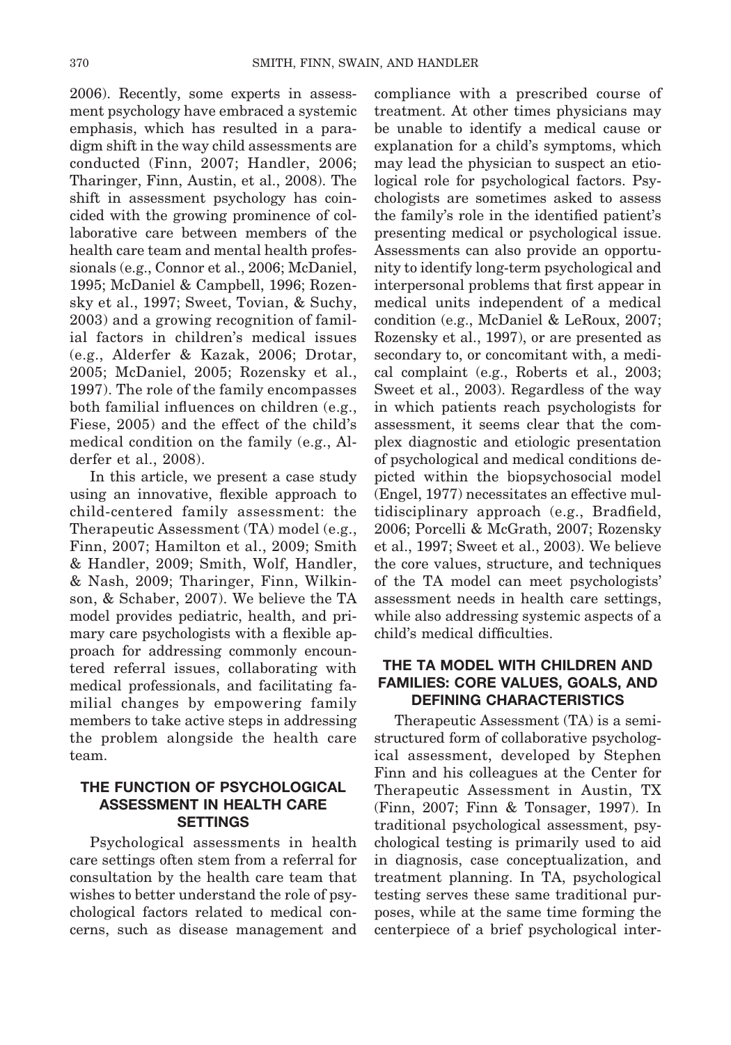2006). Recently, some experts in assessment psychology have embraced a systemic emphasis, which has resulted in a paradigm shift in the way child assessments are conducted (Finn, 2007; Handler, 2006; Tharinger, Finn, Austin, et al., 2008). The shift in assessment psychology has coincided with the growing prominence of collaborative care between members of the health care team and mental health professionals (e.g., Connor et al., 2006; McDaniel, 1995; McDaniel & Campbell, 1996; Rozensky et al., 1997; Sweet, Tovian, & Suchy, 2003) and a growing recognition of familial factors in children's medical issues (e.g., Alderfer & Kazak, 2006; Drotar, 2005; McDaniel, 2005; Rozensky et al., 1997). The role of the family encompasses both familial influences on children (e.g., Fiese, 2005) and the effect of the child's medical condition on the family (e.g., Alderfer et al., 2008).

In this article, we present a case study using an innovative, flexible approach to child-centered family assessment: the Therapeutic Assessment (TA) model (e.g., Finn, 2007; Hamilton et al., 2009; Smith & Handler, 2009; Smith, Wolf, Handler, & Nash, 2009; Tharinger, Finn, Wilkinson, & Schaber, 2007). We believe the TA model provides pediatric, health, and primary care psychologists with a flexible approach for addressing commonly encountered referral issues, collaborating with medical professionals, and facilitating familial changes by empowering family members to take active steps in addressing the problem alongside the health care team.

## THE FUNCTION OF PSYCHOLOGICAL ASSESSMENT IN HEALTH CARE SETTINGS

Psychological assessments in health care settings often stem from a referral for consultation by the health care team that wishes to better understand the role of psychological factors related to medical concerns, such as disease management and compliance with a prescribed course of treatment. At other times physicians may be unable to identify a medical cause or explanation for a child's symptoms, which may lead the physician to suspect an etiological role for psychological factors. Psychologists are sometimes asked to assess the family's role in the identified patient's presenting medical or psychological issue. Assessments can also provide an opportunity to identify long-term psychological and interpersonal problems that first appear in medical units independent of a medical condition (e.g., McDaniel & LeRoux, 2007; Rozensky et al., 1997), or are presented as secondary to, or concomitant with, a medical complaint (e.g., Roberts et al., 2003; Sweet et al., 2003). Regardless of the way in which patients reach psychologists for assessment, it seems clear that the complex diagnostic and etiologic presentation of psychological and medical conditions depicted within the biopsychosocial model (Engel, 1977) necessitates an effective multidisciplinary approach (e.g., Bradfield, 2006; Porcelli & McGrath, 2007; Rozensky et al., 1997; Sweet et al., 2003). We believe the core values, structure, and techniques of the TA model can meet psychologists' assessment needs in health care settings, while also addressing systemic aspects of a child's medical difficulties.

## THE TA MODEL WITH CHILDREN AND FAMILIES: CORE VALUES, GOALS, AND DEFINING CHARACTERISTICS

Therapeutic Assessment (TA) is a semi-structured form of collaborative psychological assessment, developed by Stephen Finn and his colleagues at the Center for Therapeutic Assessment in Austin, TX (Finn, 2007; Finn & Tonsager, 1997). In traditional psychological assessment, psychological testing is primarily used to aid in diagnosis, case conceptualization, and treatment planning. In TA, psychological testing serves these same traditional purposes, while at the same time forming the centerpiece of a brief psychological inter-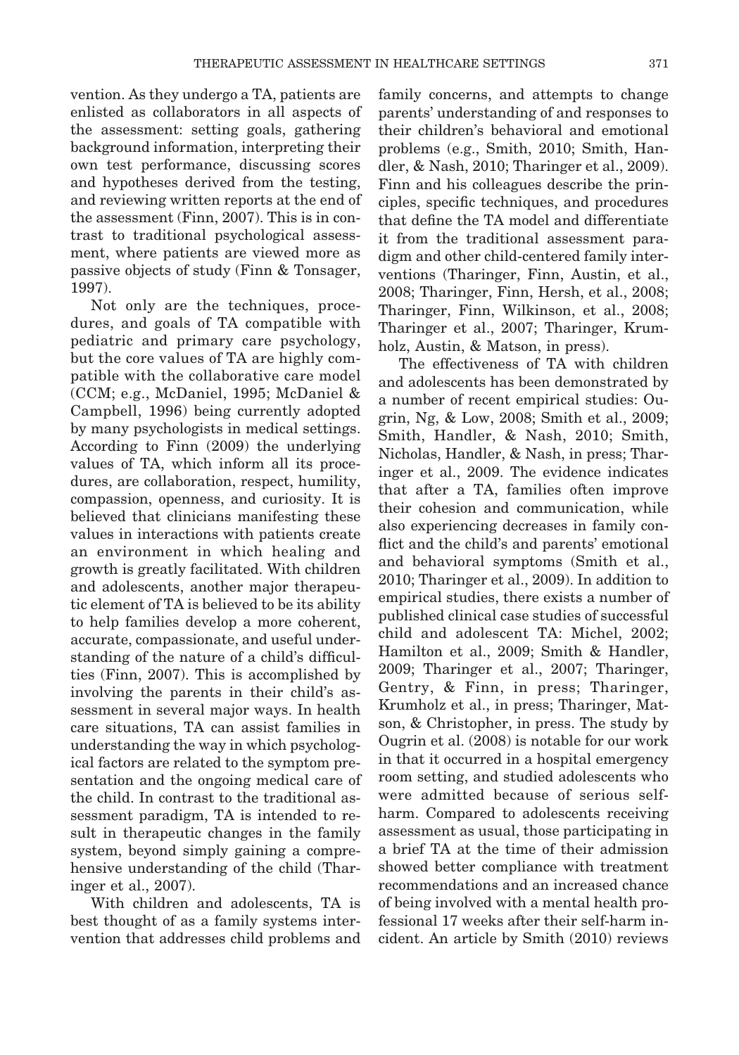vention. As they undergo a TA, patients are enlisted as collaborators in all aspects of the assessment: setting goals, gathering background information, interpreting their own test performance, discussing scores and hypotheses derived from the testing, and reviewing written reports at the end of the assessment (Finn, 2007). This is in contrast to traditional psychological assessment, where patients are viewed more as passive objects of study (Finn & Tonsager, 1997).

Not only are the techniques, procedures, and goals of TA compatible with pediatric and primary care psychology, but the core values of TA are highly compatible with the collaborative care model (CCM; e.g., McDaniel, 1995; McDaniel & Campbell, 1996) being currently adopted by many psychologists in medical settings. According to Finn (2009) the underlying values of TA, which inform all its procedures, are collaboration, respect, humility, compassion, openness, and curiosity. It is believed that clinicians manifesting these values in interactions with patients create an environment in which healing and growth is greatly facilitated. With children and adolescents, another major therapeutic element of TA is believed to be its ability to help families develop a more coherent, accurate, compassionate, and useful understanding of the nature of a child's difficulties (Finn, 2007). This is accomplished by involving the parents in their child's assessment in several major ways. In health care situations, TA can assist families in understanding the way in which psychological factors are related to the symptom presentation and the ongoing medical care of the child. In contrast to the traditional assessment paradigm, TA is intended to result in therapeutic changes in the family system, beyond simply gaining a comprehensive understanding of the child (Tharinger et al., 2007).

With children and adolescents, TA is best thought of as a family systems intervention that addresses child problems and family concerns, and attempts to change parents' understanding of and responses to their children's behavioral and emotional problems (e.g., Smith, 2010; Smith, Handler, & Nash, 2010; Tharinger et al., 2009). Finn and his colleagues describe the principles, specific techniques, and procedures that define the TA model and differentiate it from the traditional assessment paradigm and other child-centered family interventions (Tharinger, Finn, Austin, et al., 2008; Tharinger, Finn, Hersh, et al., 2008; Tharinger, Finn, Wilkinson, et al., 2008; Tharinger et al., 2007; Tharinger, Krumholz, Austin, & Matson, in press).

The effectiveness of TA with children and adolescents has been demonstrated by a number of recent empirical studies: Ougrin, Ng, & Low, 2008; Smith et al., 2009; Smith, Handler, & Nash, 2010; Smith, Nicholas, Handler, & Nash, in press; Tharinger et al., 2009. The evidence indicates that after a TA, families often improve their cohesion and communication, while also experiencing decreases in family conflict and the child's and parents' emotional and behavioral symptoms (Smith et al., 2010; Tharinger et al., 2009). In addition to empirical studies, there exists a number of published clinical case studies of successful child and adolescent TA: Michel, 2002; Hamilton et al., 2009; Smith & Handler, 2009; Tharinger et al., 2007; Tharinger, Gentry, & Finn, in press; Tharinger, Krumholz et al., in press; Tharinger, Matson, & Christopher, in press. The study by Ougrin et al. (2008) is notable for our work in that it occurred in a hospital emergency room setting, and studied adolescents who were admitted because of serious self-harm. Compared to adolescents receiving assessment as usual, those participating in a brief TA at the time of their admission showed better compliance with treatment recommendations and an increased chance of being involved with a mental health professional 17 weeks after their self-harm incident. An article by Smith (2010) reviews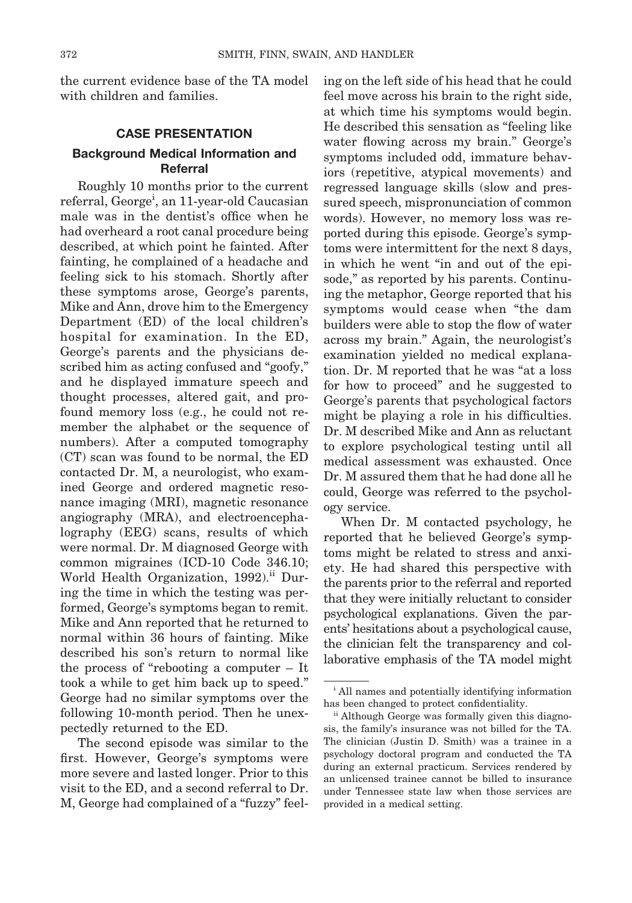the current evidence base of the TA model with children and families.

## CASE PRESENTATION

### Background Medical Information and Referral

Roughly 10 months prior to the current referral, George[i], an 11-year-old Caucasian male was in the dentist's office when he had overheard a root canal procedure being described, at which point he fainted. After fainting, he complained of a headache and feeling sick to his stomach. Shortly after these symptoms arose, George's parents, Mike and Ann, drove him to the Emergency Department (ED) of the local children's hospital for examination. In the ED, George's parents and the physicians described him as acting confused and "goofy," and he displayed immature speech and thought processes, altered gait, and profound memory loss (e.g., he could not remember the alphabet or the sequence of numbers). After a computed tomography (CT) scan was found to be normal, the ED contacted Dr. M, a neurologist, who examined George and ordered magnetic resonance imaging (MRI), magnetic resonance angiography (MRA), and electroencephalography (EEG) scans, results of which were normal. Dr. M diagnosed George with common migraines (ICD-10 Code 346.10; World Health Organization, 1992).[ii] During the time in which the testing was performed, George's symptoms began to remit. Mike and Ann reported that he returned to normal within 36 hours of fainting. Mike described his son's return to normal like the process of "rebooting a computer – It took a while to get him back up to speed." George had no similar symptoms over the following 10-month period. Then he unexpectedly returned to the ED.

The second episode was similar to the first. However, George's symptoms were more severe and lasted longer. Prior to this visit to the ED, and a second referral to Dr. M, George had complained of a "fuzzy" feeling on the left side of his head that he could feel move across his brain to the right side, at which time his symptoms would begin. He described this sensation as "feeling like water flowing across my brain." George's symptoms included odd, immature behaviors (repetitive, atypical movements) and regressed language skills (slow and pressured speech, mispronunciation of common words). However, no memory loss was reported during this episode. George's symptoms were intermittent for the next 8 days, in which he went "in and out of the episode," as reported by his parents. Continuing the metaphor, George reported that his symptoms would cease when "the dam builders were able to stop the flow of water across my brain." Again, the neurologist's examination yielded no medical explanation. Dr. M reported that he was "at a loss for how to proceed" and he suggested to George's parents that psychological factors might be playing a role in his difficulties. Dr. M described Mike and Ann as reluctant to explore psychological testing until all medical assessment was exhausted. Once Dr. M assured them that he had done all he could, George was referred to the psychology service.

When Dr. M contacted psychology, he reported that he believed George's symptoms might be related to stress and anxiety. He had shared this perspective with the parents prior to the referral and reported that they were initially reluctant to consider psychological explanations. Given the parents' hesitations about a psychological cause, the clinician felt the transparency and collaborative emphasis of the TA model might

---

[i] All names and potentially identifying information has been changed to protect confidentiality.

[ii] Although George was formally given this diagnosis, the family's insurance was not billed for the TA. The clinician (Justin D. Smith) was a trainee in a psychology doctoral program and conducted the TA during an external practicum. Services rendered by an unlicensed trainee cannot be billed to insurance under Tennessee state law when those services are provided in a medical setting.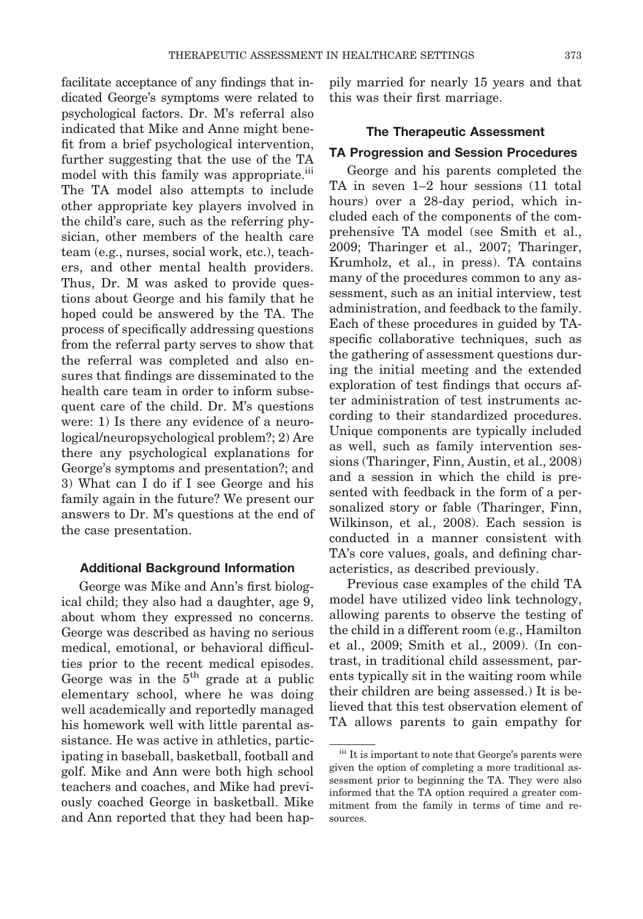facilitate acceptance of any findings that indicated George's symptoms were related to psychological factors. Dr. M's referral also indicated that Mike and Anne might benefit from a brief psychological intervention, further suggesting that the use of the TA model with this family was appropriate.[iii] The TA model also attempts to include other appropriate key players involved in the child's care, such as the referring physician, other members of the health care team (e.g., nurses, social work, etc.), teachers, and other mental health providers. Thus, Dr. M was asked to provide questions about George and his family that he hoped could be answered by the TA. The process of specifically addressing questions from the referral party serves to show that the referral was completed and also ensures that findings are disseminated to the health care team in order to inform subsequent care of the child. Dr. M's questions were: 1) Is there any evidence of a neurological/neuropsychological problem?; 2) Are there any psychological explanations for George's symptoms and presentation?; and 3) What can I do if I see George and his family again in the future? We present our answers to Dr. M's questions at the end of the case presentation.

#### Additional Background Information

George was Mike and Ann's first biological child; they also had a daughter, age 9, about whom they expressed no concerns. George was described as having no serious medical, emotional, or behavioral difficulties prior to the recent medical episodes. George was in the 5th grade at a public elementary school, where he was doing well academically and reportedly managed his homework well with little parental assistance. He was active in athletics, participating in baseball, basketball, football and golf. Mike and Ann were both high school teachers and coaches, and Mike had previously coached George in basketball. Mike and Ann reported that they had been happily married for nearly 15 years and that this was their first marriage.

### The Therapeutic Assessment

#### TA Progression and Session Procedures

George and his parents completed the TA in seven 1–2 hour sessions (11 total hours) over a 28-day period, which included each of the components of the comprehensive TA model (see Smith et al., 2009; Tharinger et al., 2007; Tharinger, Krumholz, et al., in press). TA contains many of the procedures common to any assessment, such as an initial interview, test administration, and feedback to the family. Each of these procedures in guided by TA-specific collaborative techniques, such as the gathering of assessment questions during the initial meeting and the extended exploration of test findings that occurs after administration of test instruments according to their standardized procedures. Unique components are typically included as well, such as family intervention sessions (Tharinger, Finn, Austin, et al., 2008) and a session in which the child is presented with feedback in the form of a personalized story or fable (Tharinger, Finn, Wilkinson, et al., 2008). Each session is conducted in a manner consistent with TA's core values, goals, and defining characteristics, as described previously.

Previous case examples of the child TA model have utilized video link technology, allowing parents to observe the testing of the child in a different room (e.g., Hamilton et al., 2009; Smith et al., 2009). (In contrast, in traditional child assessment, parents typically sit in the waiting room while their children are being assessed.) It is believed that this test observation element of TA allows parents to gain empathy for

---

[iii] It is important to note that George's parents were given the option of completing a more traditional assessment prior to beginning the TA. They were also informed that the TA option required a greater commitment from the family in terms of time and resources.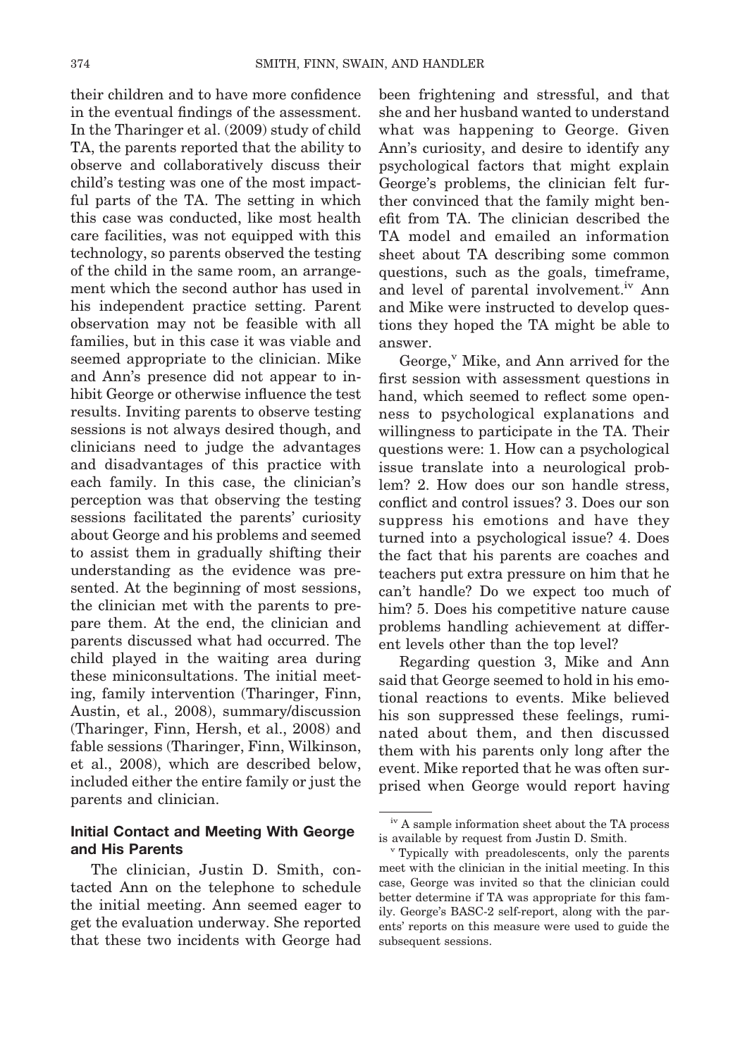their children and to have more confidence in the eventual findings of the assessment. In the Tharinger et al. (2009) study of child TA, the parents reported that the ability to observe and collaboratively discuss their child's testing was one of the most impactful parts of the TA. The setting in which this case was conducted, like most health care facilities, was not equipped with this technology, so parents observed the testing of the child in the same room, an arrangement which the second author has used in his independent practice setting. Parent observation may not be feasible with all families, but in this case it was viable and seemed appropriate to the clinician. Mike and Ann's presence did not appear to inhibit George or otherwise influence the test results. Inviting parents to observe testing sessions is not always desired though, and clinicians need to judge the advantages and disadvantages of this practice with each family. In this case, the clinician's perception was that observing the testing sessions facilitated the parents' curiosity about George and his problems and seemed to assist them in gradually shifting their understanding as the evidence was presented. At the beginning of most sessions, the clinician met with the parents to prepare them. At the end, the clinician and parents discussed what had occurred. The child played in the waiting area during these miniconsultations. The initial meeting, family intervention (Tharinger, Finn, Austin, et al., 2008), summary/discussion (Tharinger, Finn, Hersh, et al., 2008) and fable sessions (Tharinger, Finn, Wilkinson, et al., 2008), which are described below, included either the entire family or just the parents and clinician.

### Initial Contact and Meeting With George and His Parents

The clinician, Justin D. Smith, contacted Ann on the telephone to schedule the initial meeting. Ann seemed eager to get the evaluation underway. She reported that these two incidents with George had been frightening and stressful, and that she and her husband wanted to understand what was happening to George. Given Ann's curiosity, and desire to identify any psychological factors that might explain George's problems, the clinician felt further convinced that the family might benefit from TA. The clinician described the TA model and emailed an information sheet about TA describing some common questions, such as the goals, timeframe, and level of parental involvement.[iv] Ann and Mike were instructed to develop questions they hoped the TA might be able to answer.

George,[v] Mike, and Ann arrived for the first session with assessment questions in hand, which seemed to reflect some openness to psychological explanations and willingness to participate in the TA. Their questions were: 1. How can a psychological issue translate into a neurological problem? 2. How does our son handle stress, conflict and control issues? 3. Does our son suppress his emotions and have they turned into a psychological issue? 4. Does the fact that his parents are coaches and teachers put extra pressure on him that he can't handle? Do we expect too much of him? 5. Does his competitive nature cause problems handling achievement at different levels other than the top level?

Regarding question 3, Mike and Ann said that George seemed to hold in his emotional reactions to events. Mike believed his son suppressed these feelings, ruminated about them, and then discussed them with his parents only long after the event. Mike reported that he was often surprised when George would report having

---

[iv] A sample information sheet about the TA process is available by request from Justin D. Smith.

[v] Typically with preadolescents, only the parents meet with the clinician in the initial meeting. In this case, George was invited so that the clinician could better determine if TA was appropriate for this family. George's BASC-2 self-report, along with the parents' reports on this measure were used to guide the subsequent sessions.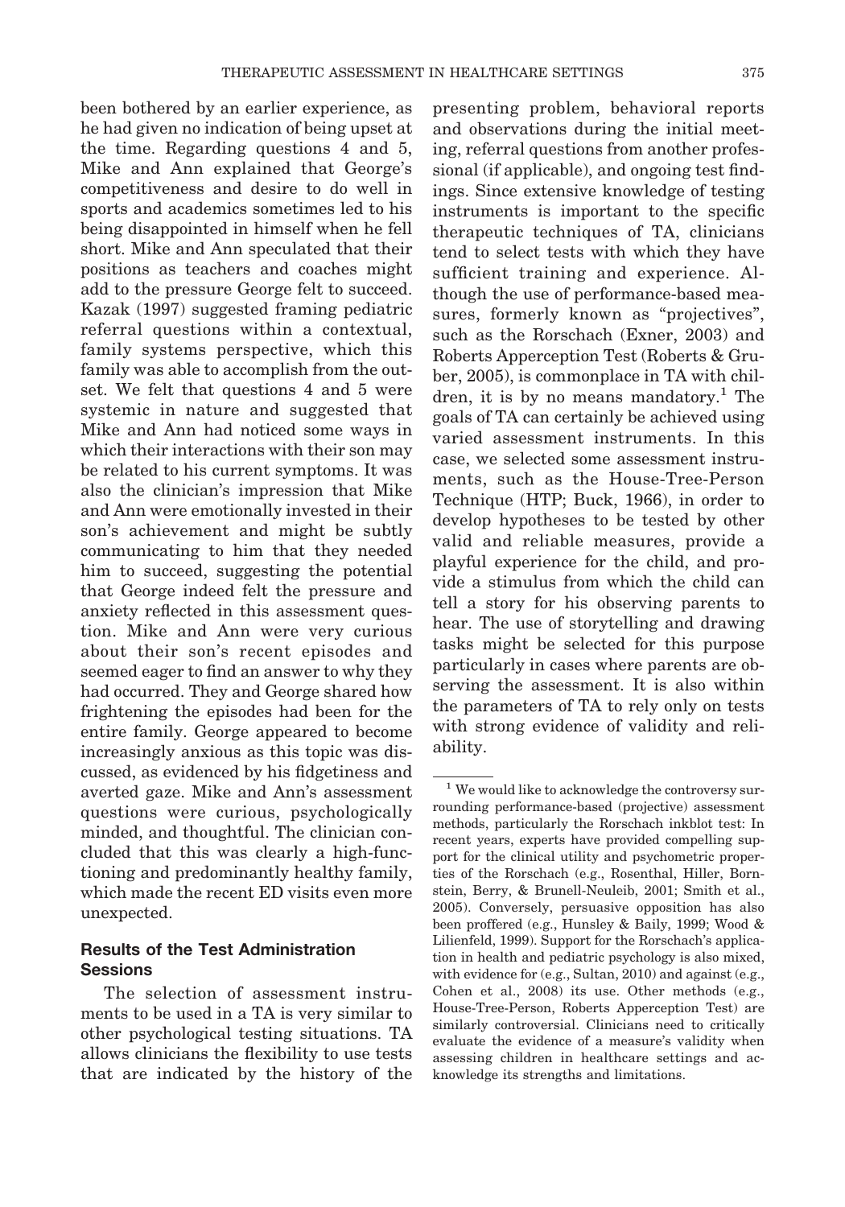been bothered by an earlier experience, as he had given no indication of being upset at the time. Regarding questions 4 and 5, Mike and Ann explained that George's competitiveness and desire to do well in sports and academics sometimes led to his being disappointed in himself when he fell short. Mike and Ann speculated that their positions as teachers and coaches might add to the pressure George felt to succeed. Kazak (1997) suggested framing pediatric referral questions within a contextual, family systems perspective, which this family was able to accomplish from the outset. We felt that questions 4 and 5 were systemic in nature and suggested that Mike and Ann had noticed some ways in which their interactions with their son may be related to his current symptoms. It was also the clinician's impression that Mike and Ann were emotionally invested in their son's achievement and might be subtly communicating to him that they needed him to succeed, suggesting the potential that George indeed felt the pressure and anxiety reflected in this assessment question. Mike and Ann were very curious about their son's recent episodes and seemed eager to find an answer to why they had occurred. They and George shared how frightening the episodes had been for the entire family. George appeared to become increasingly anxious as this topic was discussed, as evidenced by his fidgetiness and averted gaze. Mike and Ann's assessment questions were curious, psychologically minded, and thoughtful. The clinician concluded that this was clearly a high-functioning and predominantly healthy family, which made the recent ED visits even more unexpected.

## Results of the Test Administration Sessions

The selection of assessment instruments to be used in a TA is very similar to other psychological testing situations. TA allows clinicians the flexibility to use tests that are indicated by the history of the presenting problem, behavioral reports and observations during the initial meeting, referral questions from another professional (if applicable), and ongoing test findings. Since extensive knowledge of testing instruments is important to the specific therapeutic techniques of TA, clinicians tend to select tests with which they have sufficient training and experience. Although the use of performance-based measures, formerly known as "projectives", such as the Rorschach (Exner, 2003) and Roberts Apperception Test (Roberts & Gruber, 2005), is commonplace in TA with children, it is by no means mandatory.[1] The goals of TA can certainly be achieved using varied assessment instruments. In this case, we selected some assessment instruments, such as the House-Tree-Person Technique (HTP; Buck, 1966), in order to develop hypotheses to be tested by other valid and reliable measures, provide a playful experience for the child, and provide a stimulus from which the child can tell a story for his observing parents to hear. The use of storytelling and drawing tasks might be selected for this purpose particularly in cases where parents are observing the assessment. It is also within the parameters of TA to rely only on tests with strong evidence of validity and reliability.

[1] We would like to acknowledge the controversy surrounding performance-based (projective) assessment methods, particularly the Rorschach inkblot test: In recent years, experts have provided compelling support for the clinical utility and psychometric properties of the Rorschach (e.g., Rosenthal, Hiller, Bornstein, Berry, & Brunell-Neuleib, 2001; Smith et al., 2005). Conversely, persuasive opposition has also been proffered (e.g., Hunsley & Baily, 1999; Wood & Lilienfeld, 1999). Support for the Rorschach's application in health and pediatric psychology is also mixed, with evidence for (e.g., Sultan, 2010) and against (e.g., Cohen et al., 2008) its use. Other methods (e.g., House-Tree-Person, Roberts Apperception Test) are similarly controversial. Clinicians need to critically evaluate the evidence of a measure's validity when assessing children in healthcare settings and acknowledge its strengths and limitations.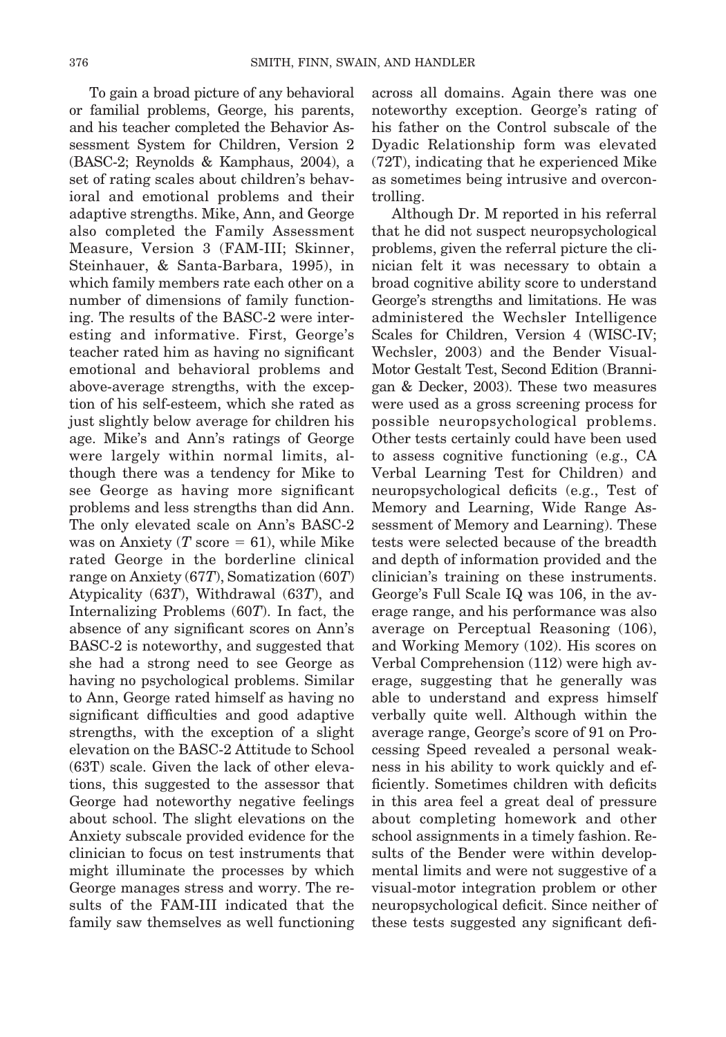To gain a broad picture of any behavioral or familial problems, George, his parents, and his teacher completed the Behavior Assessment System for Children, Version 2 (BASC-2; Reynolds & Kamphaus, 2004), a set of rating scales about children's behavioral and emotional problems and their adaptive strengths. Mike, Ann, and George also completed the Family Assessment Measure, Version 3 (FAM-III; Skinner, Steinhauer, & Santa-Barbara, 1995), in which family members rate each other on a number of dimensions of family functioning. The results of the BASC-2 were interesting and informative. First, George's teacher rated him as having no significant emotional and behavioral problems and above-average strengths, with the exception of his self-esteem, which she rated as just slightly below average for children his age. Mike's and Ann's ratings of George were largely within normal limits, although there was a tendency for Mike to see George as having more significant problems and less strengths than did Ann. The only elevated scale on Ann's BASC-2 was on Anxiety ($T$ score = 61), while Mike rated George in the borderline clinical range on Anxiety (67*T*), Somatization (60*T*) Atypicality (63*T*), Withdrawal (63*T*), and Internalizing Problems (60*T*). In fact, the absence of any significant scores on Ann's BASC-2 is noteworthy, and suggested that she had a strong need to see George as having no psychological problems. Similar to Ann, George rated himself as having no significant difficulties and good adaptive strengths, with the exception of a slight elevation on the BASC-2 Attitude to School (63T) scale. Given the lack of other elevations, this suggested to the assessor that George had noteworthy negative feelings about school. The slight elevations on the Anxiety subscale provided evidence for the clinician to focus on test instruments that might illuminate the processes by which George manages stress and worry. The results of the FAM-III indicated that the family saw themselves as well functioning across all domains. Again there was one noteworthy exception. George's rating of his father on the Control subscale of the Dyadic Relationship form was elevated (72T), indicating that he experienced Mike as sometimes being intrusive and overcontrolling.

Although Dr. M reported in his referral that he did not suspect neuropsychological problems, given the referral picture the clinician felt it was necessary to obtain a broad cognitive ability score to understand George's strengths and limitations. He was administered the Wechsler Intelligence Scales for Children, Version 4 (WISC-IV; Wechsler, 2003) and the Bender Visual-Motor Gestalt Test, Second Edition (Brannigan & Decker, 2003). These two measures were used as a gross screening process for possible neuropsychological problems. Other tests certainly could have been used to assess cognitive functioning (e.g., CA Verbal Learning Test for Children) and neuropsychological deficits (e.g., Test of Memory and Learning, Wide Range Assessment of Memory and Learning). These tests were selected because of the breadth and depth of information provided and the clinician's training on these instruments. George's Full Scale IQ was 106, in the average range, and his performance was also average on Perceptual Reasoning (106), and Working Memory (102). His scores on Verbal Comprehension (112) were high average, suggesting that he generally was able to understand and express himself verbally quite well. Although within the average range, George's score of 91 on Processing Speed revealed a personal weakness in his ability to work quickly and efficiently. Sometimes children with deficits in this area feel a great deal of pressure about completing homework and other school assignments in a timely fashion. Results of the Bender were within developmental limits and were not suggestive of a visual-motor integration problem or other neuropsychological deficit. Since neither of these tests suggested any significant defi-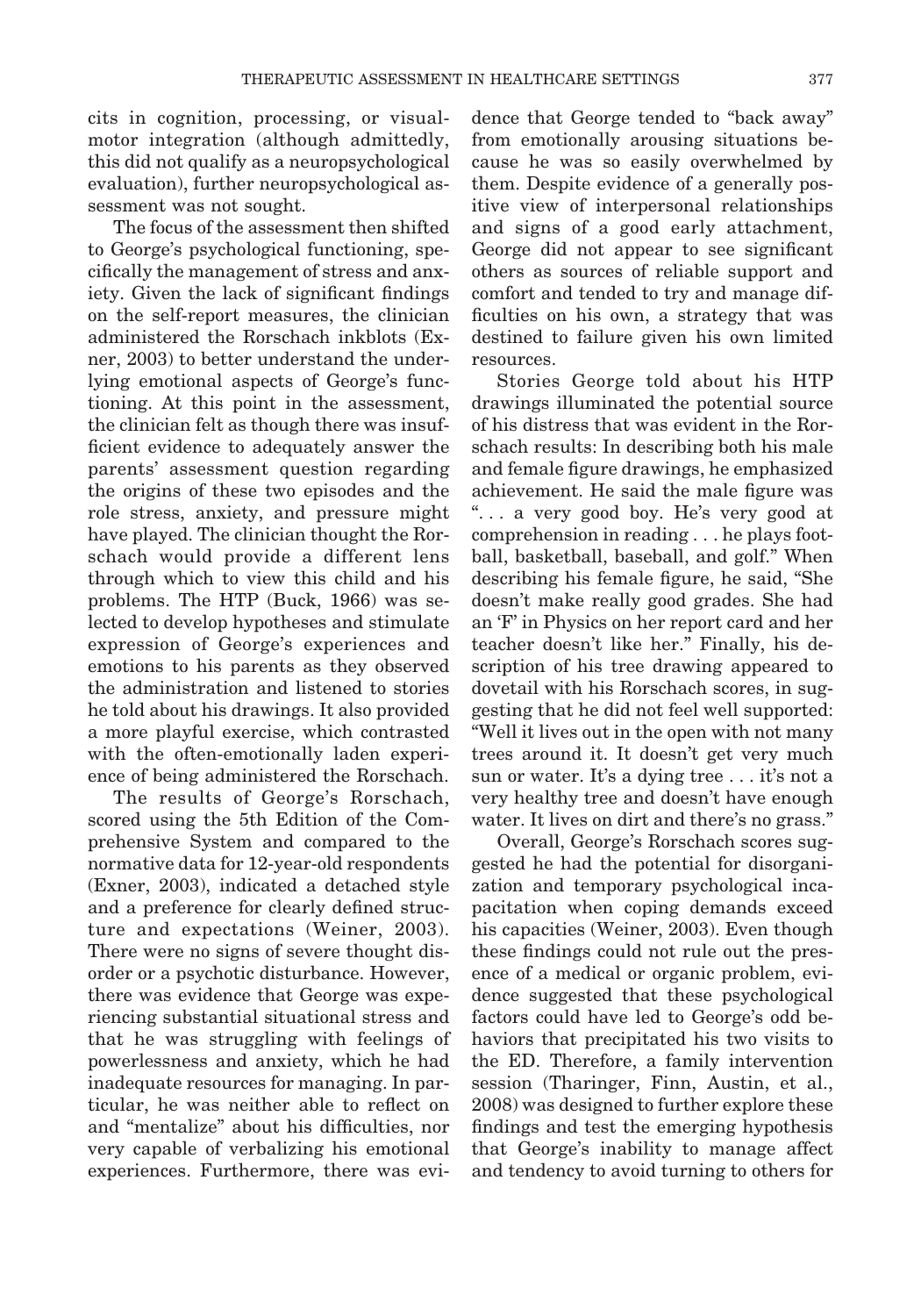cits in cognition, processing, or visual-motor integration (although admittedly, this did not qualify as a neuropsychological evaluation), further neuropsychological assessment was not sought.

The focus of the assessment then shifted to George's psychological functioning, specifically the management of stress and anxiety. Given the lack of significant findings on the self-report measures, the clinician administered the Rorschach inkblots (Exner, 2003) to better understand the underlying emotional aspects of George's functioning. At this point in the assessment, the clinician felt as though there was insufficient evidence to adequately answer the parents' assessment question regarding the origins of these two episodes and the role stress, anxiety, and pressure might have played. The clinician thought the Rorschach would provide a different lens through which to view this child and his problems. The HTP (Buck, 1966) was selected to develop hypotheses and stimulate expression of George's experiences and emotions to his parents as they observed the administration and listened to stories he told about his drawings. It also provided a more playful exercise, which contrasted with the often-emotionally laden experience of being administered the Rorschach.

The results of George's Rorschach, scored using the 5th Edition of the Comprehensive System and compared to the normative data for 12-year-old respondents (Exner, 2003), indicated a detached style and a preference for clearly defined structure and expectations (Weiner, 2003). There were no signs of severe thought disorder or a psychotic disturbance. However, there was evidence that George was experiencing substantial situational stress and that he was struggling with feelings of powerlessness and anxiety, which he had inadequate resources for managing. In particular, he was neither able to reflect on and "mentalize" about his difficulties, nor very capable of verbalizing his emotional experiences. Furthermore, there was evidence that George tended to "back away" from emotionally arousing situations because he was so easily overwhelmed by them. Despite evidence of a generally positive view of interpersonal relationships and signs of a good early attachment, George did not appear to see significant others as sources of reliable support and comfort and tended to try and manage difficulties on his own, a strategy that was destined to failure given his own limited resources.

Stories George told about his HTP drawings illuminated the potential source of his distress that was evident in the Rorschach results: In describing both his male and female figure drawings, he emphasized achievement. He said the male figure was ". . . a very good boy. He's very good at comprehension in reading . . . he plays football, basketball, baseball, and golf." When describing his female figure, he said, "She doesn't make really good grades. She had an 'F' in Physics on her report card and her teacher doesn't like her." Finally, his description of his tree drawing appeared to dovetail with his Rorschach scores, in suggesting that he did not feel well supported: "Well it lives out in the open with not many trees around it. It doesn't get very much sun or water. It's a dying tree . . . it's not a very healthy tree and doesn't have enough water. It lives on dirt and there's no grass."

Overall, George's Rorschach scores suggested he had the potential for disorganization and temporary psychological incapacitation when coping demands exceed his capacities (Weiner, 2003). Even though these findings could not rule out the presence of a medical or organic problem, evidence suggested that these psychological factors could have led to George's odd behaviors that precipitated his two visits to the ED. Therefore, a family intervention session (Tharinger, Finn, Austin, et al., 2008) was designed to further explore these findings and test the emerging hypothesis that George's inability to manage affect and tendency to avoid turning to others for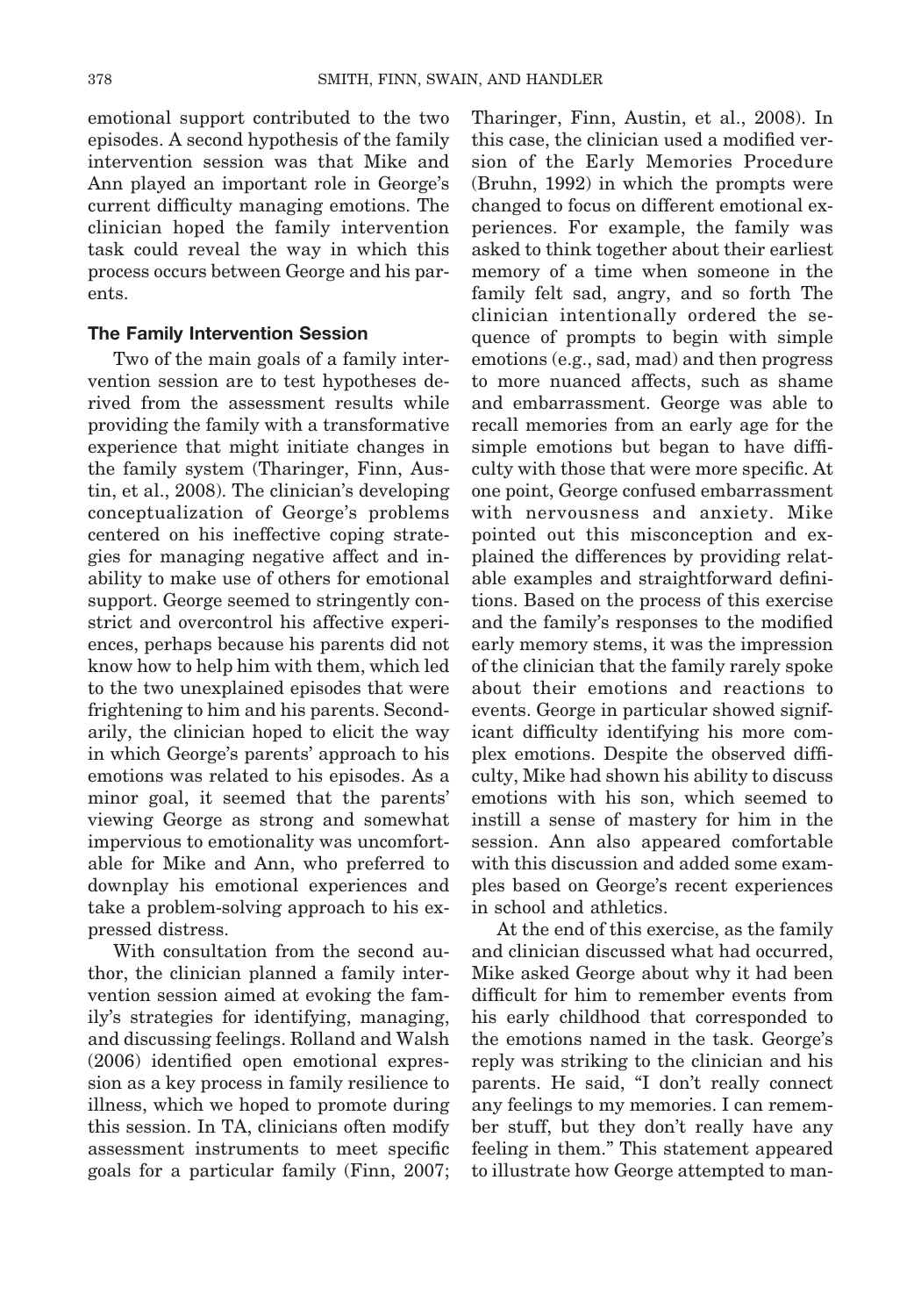emotional support contributed to the two episodes. A second hypothesis of the family intervention session was that Mike and Ann played an important role in George's current difficulty managing emotions. The clinician hoped the family intervention task could reveal the way in which this process occurs between George and his parents.

### The Family Intervention Session

Two of the main goals of a family intervention session are to test hypotheses derived from the assessment results while providing the family with a transformative experience that might initiate changes in the family system (Tharinger, Finn, Austin, et al., 2008). The clinician's developing conceptualization of George's problems centered on his ineffective coping strategies for managing negative affect and inability to make use of others for emotional support. George seemed to stringently constrict and overcontrol his affective experiences, perhaps because his parents did not know how to help him with them, which led to the two unexplained episodes that were frightening to him and his parents. Secondarily, the clinician hoped to elicit the way in which George's parents' approach to his emotions was related to his episodes. As a minor goal, it seemed that the parents' viewing George as strong and somewhat impervious to emotionality was uncomfortable for Mike and Ann, who preferred to downplay his emotional experiences and take a problem-solving approach to his expressed distress.

With consultation from the second author, the clinician planned a family intervention session aimed at evoking the family's strategies for identifying, managing, and discussing feelings. Rolland and Walsh (2006) identified open emotional expression as a key process in family resilience to illness, which we hoped to promote during this session. In TA, clinicians often modify assessment instruments to meet specific goals for a particular family (Finn, 2007; Tharinger, Finn, Austin, et al., 2008). In this case, the clinician used a modified version of the Early Memories Procedure (Bruhn, 1992) in which the prompts were changed to focus on different emotional experiences. For example, the family was asked to think together about their earliest memory of a time when someone in the family felt sad, angry, and so forth The clinician intentionally ordered the sequence of prompts to begin with simple emotions (e.g., sad, mad) and then progress to more nuanced affects, such as shame and embarrassment. George was able to recall memories from an early age for the simple emotions but began to have difficulty with those that were more specific. At one point, George confused embarrassment with nervousness and anxiety. Mike pointed out this misconception and explained the differences by providing relatable examples and straightforward definitions. Based on the process of this exercise and the family's responses to the modified early memory stems, it was the impression of the clinician that the family rarely spoke about their emotions and reactions to events. George in particular showed significant difficulty identifying his more complex emotions. Despite the observed difficulty, Mike had shown his ability to discuss emotions with his son, which seemed to instill a sense of mastery for him in the session. Ann also appeared comfortable with this discussion and added some examples based on George's recent experiences in school and athletics.

At the end of this exercise, as the family and clinician discussed what had occurred, Mike asked George about why it had been difficult for him to remember events from his early childhood that corresponded to the emotions named in the task. George's reply was striking to the clinician and his parents. He said, "I don't really connect any feelings to my memories. I can remember stuff, but they don't really have any feeling in them." This statement appeared to illustrate how George attempted to man-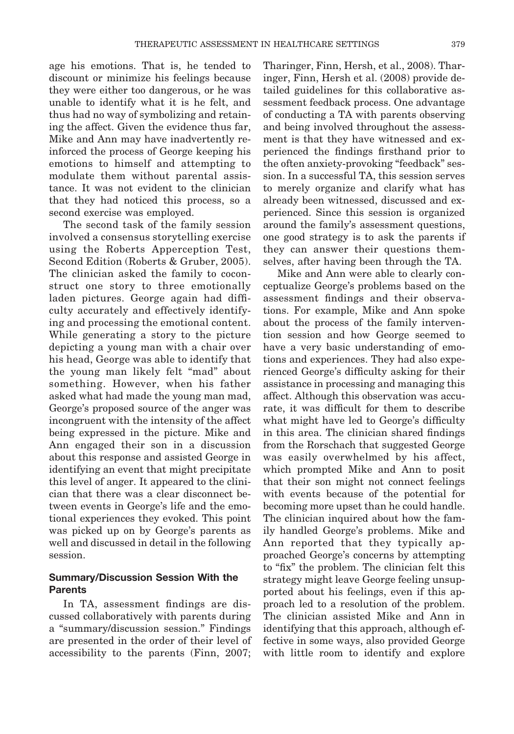age his emotions. That is, he tended to discount or minimize his feelings because they were either too dangerous, or he was unable to identify what it is he felt, and thus had no way of symbolizing and retaining the affect. Given the evidence thus far, Mike and Ann may have inadvertently reinforced the process of George keeping his emotions to himself and attempting to modulate them without parental assistance. It was not evident to the clinician that they had noticed this process, so a second exercise was employed.

The second task of the family session involved a consensus storytelling exercise using the Roberts Apperception Test, Second Edition (Roberts & Gruber, 2005). The clinician asked the family to coconstruct one story to three emotionally laden pictures. George again had difficulty accurately and effectively identifying and processing the emotional content. While generating a story to the picture depicting a young man with a chair over his head, George was able to identify that the young man likely felt "mad" about something. However, when his father asked what had made the young man mad, George's proposed source of the anger was incongruent with the intensity of the affect being expressed in the picture. Mike and Ann engaged their son in a discussion about this response and assisted George in identifying an event that might precipitate this level of anger. It appeared to the clinician that there was a clear disconnect between events in George's life and the emotional experiences they evoked. This point was picked up on by George's parents as well and discussed in detail in the following session.

### Summary/Discussion Session With the Parents

In TA, assessment findings are discussed collaboratively with parents during a "summary/discussion session." Findings are presented in the order of their level of accessibility to the parents (Finn, 2007; Tharinger, Finn, Hersh, et al., 2008). Tharinger, Finn, Hersh et al. (2008) provide detailed guidelines for this collaborative assessment feedback process. One advantage of conducting a TA with parents observing and being involved throughout the assessment is that they have witnessed and experienced the findings firsthand prior to the often anxiety-provoking "feedback" session. In a successful TA, this session serves to merely organize and clarify what has already been witnessed, discussed and experienced. Since this session is organized around the family's assessment questions, one good strategy is to ask the parents if they can answer their questions themselves, after having been through the TA.

Mike and Ann were able to clearly conceptualize George's problems based on the assessment findings and their observations. For example, Mike and Ann spoke about the process of the family intervention session and how George seemed to have a very basic understanding of emotions and experiences. They had also experienced George's difficulty asking for their assistance in processing and managing this affect. Although this observation was accurate, it was difficult for them to describe what might have led to George's difficulty in this area. The clinician shared findings from the Rorschach that suggested George was easily overwhelmed by his affect, which prompted Mike and Ann to posit that their son might not connect feelings with events because of the potential for becoming more upset than he could handle. The clinician inquired about how the family handled George's problems. Mike and Ann reported that they typically approached George's concerns by attempting to "fix" the problem. The clinician felt this strategy might leave George feeling unsupported about his feelings, even if this approach led to a resolution of the problem. The clinician assisted Mike and Ann in identifying that this approach, although effective in some ways, also provided George with little room to identify and explore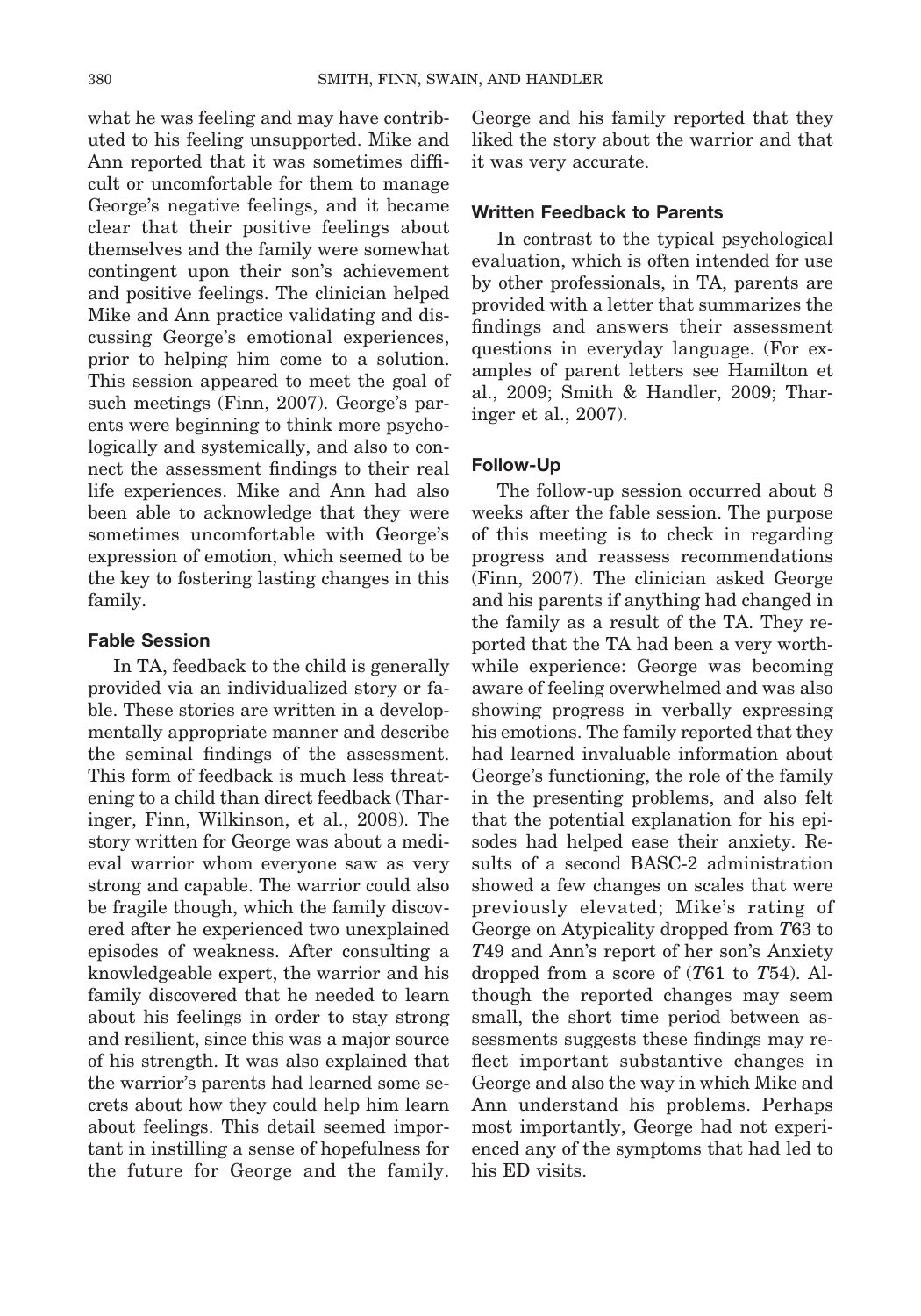what he was feeling and may have contributed to his feeling unsupported. Mike and Ann reported that it was sometimes difficult or uncomfortable for them to manage George's negative feelings, and it became clear that their positive feelings about themselves and the family were somewhat contingent upon their son's achievement and positive feelings. The clinician helped Mike and Ann practice validating and discussing George's emotional experiences, prior to helping him come to a solution. This session appeared to meet the goal of such meetings (Finn, 2007). George's parents were beginning to think more psychologically and systemically, and also to connect the assessment findings to their real life experiences. Mike and Ann had also been able to acknowledge that they were sometimes uncomfortable with George's expression of emotion, which seemed to be the key to fostering lasting changes in this family.

### Fable Session

In TA, feedback to the child is generally provided via an individualized story or fable. These stories are written in a developmentally appropriate manner and describe the seminal findings of the assessment. This form of feedback is much less threatening to a child than direct feedback (Tharinger, Finn, Wilkinson, et al., 2008). The story written for George was about a medieval warrior whom everyone saw as very strong and capable. The warrior could also be fragile though, which the family discovered after he experienced two unexplained episodes of weakness. After consulting a knowledgeable expert, the warrior and his family discovered that he needed to learn about his feelings in order to stay strong and resilient, since this was a major source of his strength. It was also explained that the warrior's parents had learned some secrets about how they could help him learn about feelings. This detail seemed important in instilling a sense of hopefulness for the future for George and the family. George and his family reported that they liked the story about the warrior and that it was very accurate.

### Written Feedback to Parents

In contrast to the typical psychological evaluation, which is often intended for use by other professionals, in TA, parents are provided with a letter that summarizes the findings and answers their assessment questions in everyday language. (For examples of parent letters see Hamilton et al., 2009; Smith & Handler, 2009; Tharinger et al., 2007).

### Follow-Up

The follow-up session occurred about 8 weeks after the fable session. The purpose of this meeting is to check in regarding progress and reassess recommendations (Finn, 2007). The clinician asked George and his parents if anything had changed in the family as a result of the TA. They reported that the TA had been a very worthwhile experience: George was becoming aware of feeling overwhelmed and was also showing progress in verbally expressing his emotions. The family reported that they had learned invaluable information about George's functioning, the role of the family in the presenting problems, and also felt that the potential explanation for his episodes had helped ease their anxiety. Results of a second BASC-2 administration showed a few changes on scales that were previously elevated; Mike's rating of George on Atypicality dropped from *T*63 to *T*49 and Ann's report of her son's Anxiety dropped from a score of (*T*61 to *T*54). Although the reported changes may seem small, the short time period between assessments suggests these findings may reflect important substantive changes in George and also the way in which Mike and Ann understand his problems. Perhaps most importantly, George had not experienced any of the symptoms that had led to his ED visits.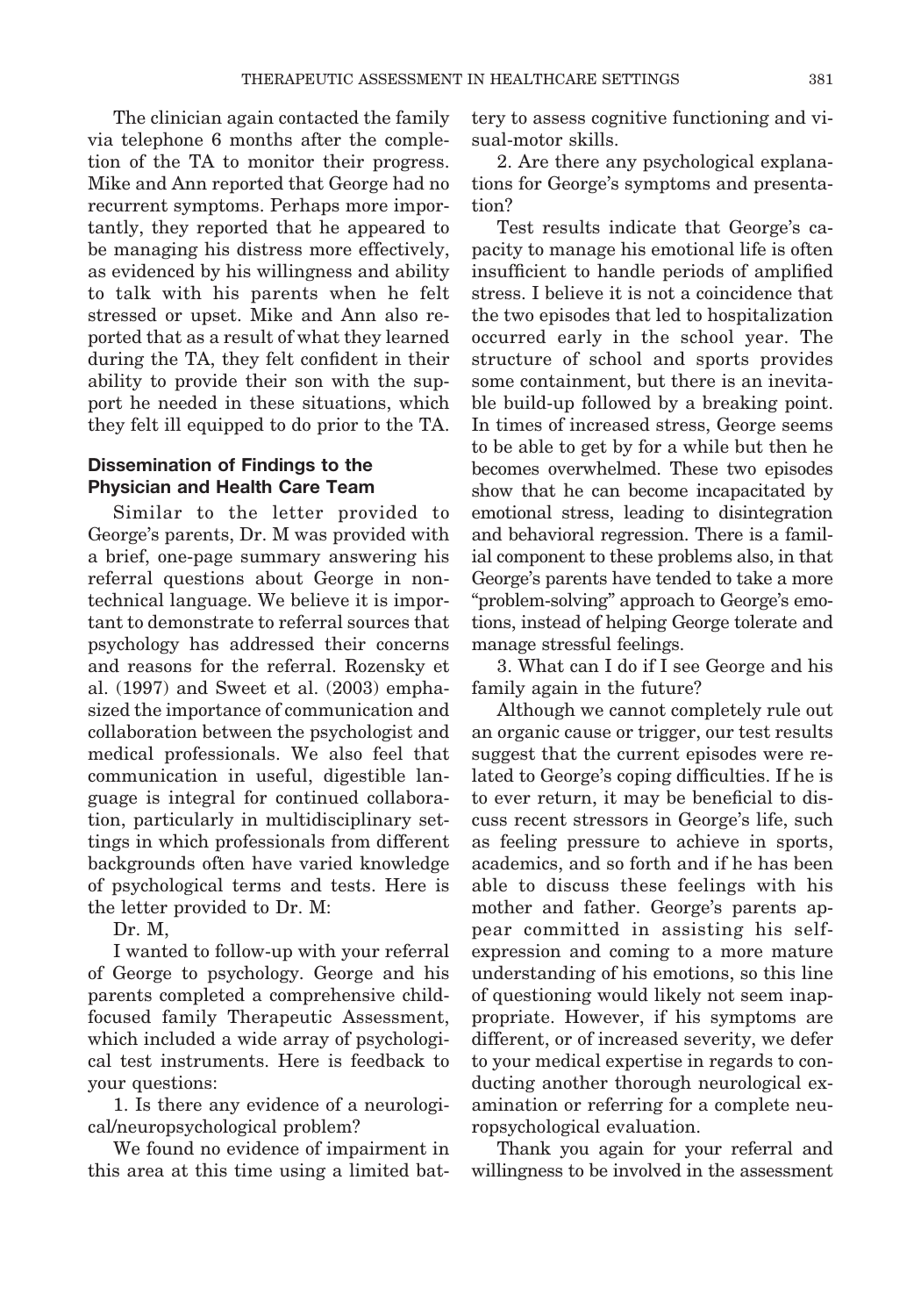The clinician again contacted the family via telephone 6 months after the completion of the TA to monitor their progress. Mike and Ann reported that George had no recurrent symptoms. Perhaps more importantly, they reported that he appeared to be managing his distress more effectively, as evidenced by his willingness and ability to talk with his parents when he felt stressed or upset. Mike and Ann also reported that as a result of what they learned during the TA, they felt confident in their ability to provide their son with the support he needed in these situations, which they felt ill equipped to do prior to the TA.

### Dissemination of Findings to the Physician and Health Care Team

Similar to the letter provided to George's parents, Dr. M was provided with a brief, one-page summary answering his referral questions about George in nontechnical language. We believe it is important to demonstrate to referral sources that psychology has addressed their concerns and reasons for the referral. Rozensky et al. (1997) and Sweet et al. (2003) emphasized the importance of communication and collaboration between the psychologist and medical professionals. We also feel that communication in useful, digestible language is integral for continued collaboration, particularly in multidisciplinary settings in which professionals from different backgrounds often have varied knowledge of psychological terms and tests. Here is the letter provided to Dr. M:

Dr. M,

I wanted to follow-up with your referral of George to psychology. George and his parents completed a comprehensive child-focused family Therapeutic Assessment, which included a wide array of psychological test instruments. Here is feedback to your questions:

1. Is there any evidence of a neurological/neuropsychological problem?

We found no evidence of impairment in this area at this time using a limited battery to assess cognitive functioning and visual-motor skills.

2. Are there any psychological explanations for George's symptoms and presentation?

Test results indicate that George's capacity to manage his emotional life is often insufficient to handle periods of amplified stress. I believe it is not a coincidence that the two episodes that led to hospitalization occurred early in the school year. The structure of school and sports provides some containment, but there is an inevitable build-up followed by a breaking point. In times of increased stress, George seems to be able to get by for a while but then he becomes overwhelmed. These two episodes show that he can become incapacitated by emotional stress, leading to disintegration and behavioral regression. There is a familial component to these problems also, in that George's parents have tended to take a more "problem-solving" approach to George's emotions, instead of helping George tolerate and manage stressful feelings.

3. What can I do if I see George and his family again in the future?

Although we cannot completely rule out an organic cause or trigger, our test results suggest that the current episodes were related to George's coping difficulties. If he is to ever return, it may be beneficial to discuss recent stressors in George's life, such as feeling pressure to achieve in sports, academics, and so forth and if he has been able to discuss these feelings with his mother and father. George's parents appear committed in assisting his self-expression and coming to a more mature understanding of his emotions, so this line of questioning would likely not seem inappropriate. However, if his symptoms are different, or of increased severity, we defer to your medical expertise in regards to conducting another thorough neurological examination or referring for a complete neuropsychological evaluation.

Thank you again for your referral and willingness to be involved in the assessment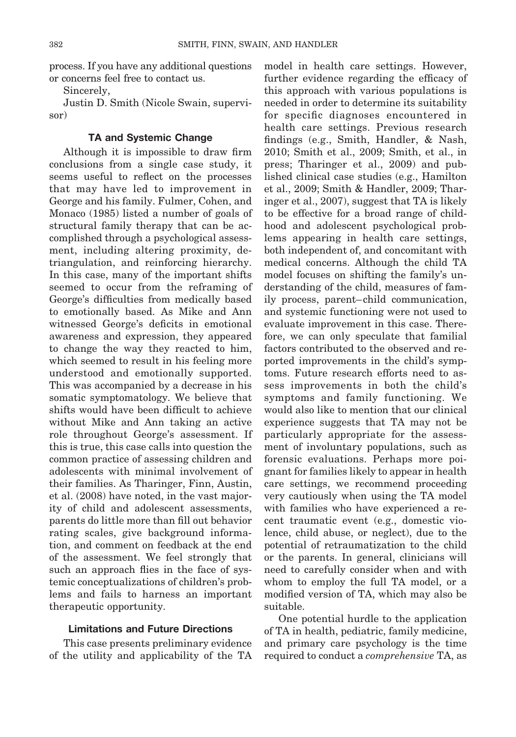process. If you have any additional questions or concerns feel free to contact us.

Sincerely,

Justin D. Smith (Nicole Swain, supervisor)

### TA and Systemic Change

Although it is impossible to draw firm conclusions from a single case study, it seems useful to reflect on the processes that may have led to improvement in George and his family. Fulmer, Cohen, and Monaco (1985) listed a number of goals of structural family therapy that can be accomplished through a psychological assessment, including altering proximity, detriangulation, and reinforcing hierarchy. In this case, many of the important shifts seemed to occur from the reframing of George's difficulties from medically based to emotionally based. As Mike and Ann witnessed George's deficits in emotional awareness and expression, they appeared to change the way they reacted to him, which seemed to result in his feeling more understood and emotionally supported. This was accompanied by a decrease in his somatic symptomatology. We believe that shifts would have been difficult to achieve without Mike and Ann taking an active role throughout George's assessment. If this is true, this case calls into question the common practice of assessing children and adolescents with minimal involvement of their families. As Tharinger, Finn, Austin, et al. (2008) have noted, in the vast majority of child and adolescent assessments, parents do little more than fill out behavior rating scales, give background information, and comment on feedback at the end of the assessment. We feel strongly that such an approach flies in the face of systemic conceptualizations of children's problems and fails to harness an important therapeutic opportunity.

### Limitations and Future Directions

This case presents preliminary evidence of the utility and applicability of the TA model in health care settings. However, further evidence regarding the efficacy of this approach with various populations is needed in order to determine its suitability for specific diagnoses encountered in health care settings. Previous research findings (e.g., Smith, Handler, & Nash, 2010; Smith et al., 2009; Smith, et al., in press; Tharinger et al., 2009) and published clinical case studies (e.g., Hamilton et al., 2009; Smith & Handler, 2009; Tharinger et al., 2007), suggest that TA is likely to be effective for a broad range of childhood and adolescent psychological problems appearing in health care settings, both independent of, and concomitant with medical concerns. Although the child TA model focuses on shifting the family's understanding of the child, measures of family process, parent–child communication, and systemic functioning were not used to evaluate improvement in this case. Therefore, we can only speculate that familial factors contributed to the observed and reported improvements in the child's symptoms. Future research efforts need to assess improvements in both the child's symptoms and family functioning. We would also like to mention that our clinical experience suggests that TA may not be particularly appropriate for the assessment of involuntary populations, such as forensic evaluations. Perhaps more poignant for families likely to appear in health care settings, we recommend proceeding very cautiously when using the TA model with families who have experienced a recent traumatic event (e.g., domestic violence, child abuse, or neglect), due to the potential of retraumatization to the child or the parents. In general, clinicians will need to carefully consider when and with whom to employ the full TA model, or a modified version of TA, which may also be suitable.

One potential hurdle to the application of TA in health, pediatric, family medicine, and primary care psychology is the time required to conduct a *comprehensive* TA, as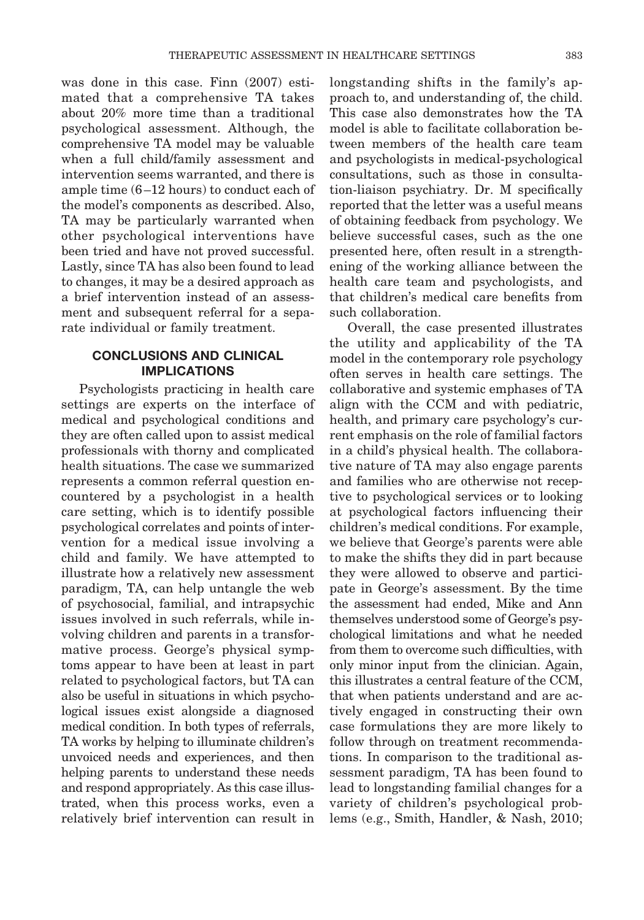was done in this case. Finn (2007) estimated that a comprehensive TA takes about 20% more time than a traditional psychological assessment. Although, the comprehensive TA model may be valuable when a full child/family assessment and intervention seems warranted, and there is ample time (6–12 hours) to conduct each of the model's components as described. Also, TA may be particularly warranted when other psychological interventions have been tried and have not proved successful. Lastly, since TA has also been found to lead to changes, it may be a desired approach as a brief intervention instead of an assessment and subsequent referral for a separate individual or family treatment.

## CONCLUSIONS AND CLINICAL IMPLICATIONS

Psychologists practicing in health care settings are experts on the interface of medical and psychological conditions and they are often called upon to assist medical professionals with thorny and complicated health situations. The case we summarized represents a common referral question encountered by a psychologist in a health care setting, which is to identify possible psychological correlates and points of intervention for a medical issue involving a child and family. We have attempted to illustrate how a relatively new assessment paradigm, TA, can help untangle the web of psychosocial, familial, and intrapsychic issues involved in such referrals, while involving children and parents in a transformative process. George's physical symptoms appear to have been at least in part related to psychological factors, but TA can also be useful in situations in which psychological issues exist alongside a diagnosed medical condition. In both types of referrals, TA works by helping to illuminate children's unvoiced needs and experiences, and then helping parents to understand these needs and respond appropriately. As this case illustrated, when this process works, even a relatively brief intervention can result in longstanding shifts in the family's approach to, and understanding of, the child. This case also demonstrates how the TA model is able to facilitate collaboration between members of the health care team and psychologists in medical-psychological consultations, such as those in consultation-liaison psychiatry. Dr. M specifically reported that the letter was a useful means of obtaining feedback from psychology. We believe successful cases, such as the one presented here, often result in a strengthening of the working alliance between the health care team and psychologists, and that children's medical care benefits from such collaboration.

Overall, the case presented illustrates the utility and applicability of the TA model in the contemporary role psychology often serves in health care settings. The collaborative and systemic emphases of TA align with the CCM and with pediatric, health, and primary care psychology's current emphasis on the role of familial factors in a child's physical health. The collaborative nature of TA may also engage parents and families who are otherwise not receptive to psychological services or to looking at psychological factors influencing their children's medical conditions. For example, we believe that George's parents were able to make the shifts they did in part because they were allowed to observe and participate in George's assessment. By the time the assessment had ended, Mike and Ann themselves understood some of George's psychological limitations and what he needed from them to overcome such difficulties, with only minor input from the clinician. Again, this illustrates a central feature of the CCM, that when patients understand and are actively engaged in constructing their own case formulations they are more likely to follow through on treatment recommendations. In comparison to the traditional assessment paradigm, TA has been found to lead to longstanding familial changes for a variety of children's psychological problems (e.g., Smith, Handler, & Nash, 2010;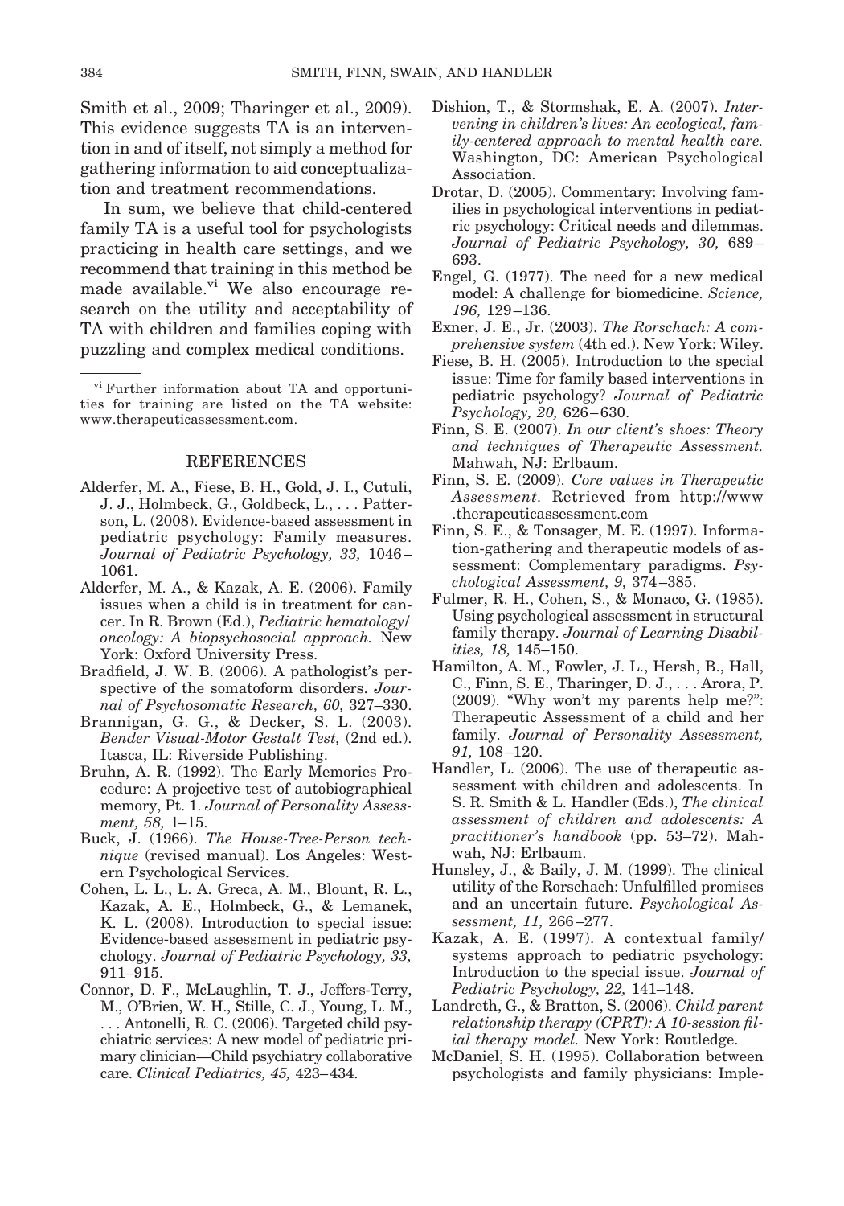Smith et al., 2009; Tharinger et al., 2009). This evidence suggests TA is an intervention in and of itself, not simply a method for gathering information to aid conceptualization and treatment recommendations.

In sum, we believe that child-centered family TA is a useful tool for psychologists practicing in health care settings, and we recommend that training in this method be made available.[vi] We also encourage research on the utility and acceptability of TA with children and families coping with puzzling and complex medical conditions.

[vi] Further information about TA and opportunities for training are listed on the TA website: www.therapeuticassessment.com.

## REFERENCES

Alderfer, M. A., Fiese, B. H., Gold, J. I., Cutuli, J. J., Holmbeck, G., Goldbeck, L., . . . Patterson, L. (2008). Evidence-based assessment in pediatric psychology: Family measures. *Journal of Pediatric Psychology, 33,* 1046–1061.

Alderfer, M. A., & Kazak, A. E. (2006). Family issues when a child is in treatment for cancer. In R. Brown (Ed.), *Pediatric hematology/oncology: A biopsychosocial approach.* New York: Oxford University Press.

Bradfield, J. W. B. (2006). A pathologist's perspective of the somatoform disorders. *Journal of Psychosomatic Research, 60,* 327–330.

Brannigan, G. G., & Decker, S. L. (2003). *Bender Visual-Motor Gestalt Test,* (2nd ed.). Itasca, IL: Riverside Publishing.

Bruhn, A. R. (1992). The Early Memories Procedure: A projective test of autobiographical memory, Pt. 1. *Journal of Personality Assessment, 58,* 1–15.

Buck, J. (1966). *The House-Tree-Person technique* (revised manual). Los Angeles: Western Psychological Services.

Cohen, L. L., L. A. Greca, A. M., Blount, R. L., Kazak, A. E., Holmbeck, G., & Lemanek, K. L. (2008). Introduction to special issue: Evidence-based assessment in pediatric psychology. *Journal of Pediatric Psychology, 33,* 911–915.

Connor, D. F., McLaughlin, T. J., Jeffers-Terry, M., O'Brien, W. H., Stille, C. J., Young, L. M., . . . Antonelli, R. C. (2006). Targeted child psychiatric services: A new model of pediatric primary clinician—Child psychiatry collaborative care. *Clinical Pediatrics, 45,* 423–434.

Dishion, T., & Stormshak, E. A. (2007). *Intervening in children's lives: An ecological, family-centered approach to mental health care.* Washington, DC: American Psychological Association.

Drotar, D. (2005). Commentary: Involving families in psychological interventions in pediatric psychology: Critical needs and dilemmas. *Journal of Pediatric Psychology, 30,* 689–693.

Engel, G. (1977). The need for a new medical model: A challenge for biomedicine. *Science, 196,* 129–136.

Exner, J. E., Jr. (2003). *The Rorschach: A comprehensive system* (4th ed.). New York: Wiley.

Fiese, B. H. (2005). Introduction to the special issue: Time for family based interventions in pediatric psychology? *Journal of Pediatric Psychology, 20,* 626–630.

Finn, S. E. (2007). *In our client's shoes: Theory and techniques of Therapeutic Assessment.* Mahwah, NJ: Erlbaum.

Finn, S. E. (2009). *Core values in Therapeutic Assessment*. Retrieved from http://www.therapeuticassessment.com

Finn, S. E., & Tonsager, M. E. (1997). Information-gathering and therapeutic models of assessment: Complementary paradigms. *Psychological Assessment, 9,* 374–385.

Fulmer, R. H., Cohen, S., & Monaco, G. (1985). Using psychological assessment in structural family therapy. *Journal of Learning Disabilities, 18,* 145–150.

Hamilton, A. M., Fowler, J. L., Hersh, B., Hall, C., Finn, S. E., Tharinger, D. J., . . . Arora, P. (2009). "Why won't my parents help me?": Therapeutic Assessment of a child and her family. *Journal of Personality Assessment, 91,* 108–120.

Handler, L. (2006). The use of therapeutic assessment with children and adolescents. In S. R. Smith & L. Handler (Eds.), *The clinical assessment of children and adolescents: A practitioner's handbook* (pp. 53–72). Mahwah, NJ: Erlbaum.

Hunsley, J., & Baily, J. M. (1999). The clinical utility of the Rorschach: Unfulfilled promises and an uncertain future. *Psychological Assessment, 11,* 266–277.

Kazak, A. E. (1997). A contextual family/systems approach to pediatric psychology: Introduction to the special issue. *Journal of Pediatric Psychology, 22,* 141–148.

Landreth, G., & Bratton, S. (2006). *Child parent relationship therapy (CPRT): A 10-session filial therapy model.* New York: Routledge.

McDaniel, S. H. (1995). Collaboration between psychologists and family physicians: Imple-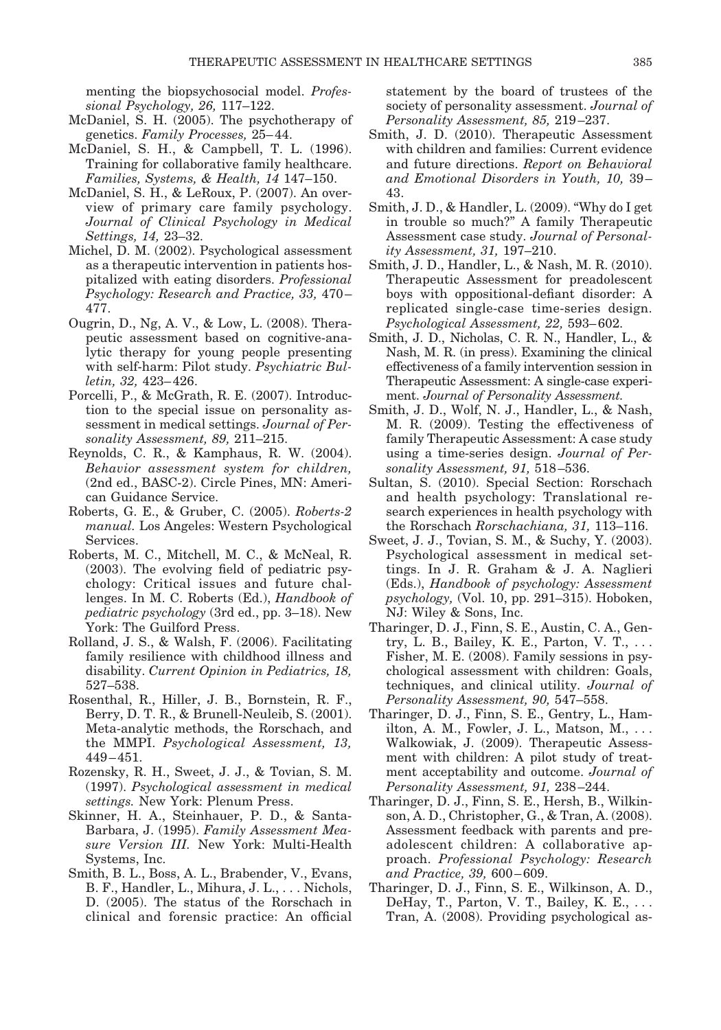menting the biopsychosocial model. *Professional Psychology, 26,* 117–122.

McDaniel, S. H. (2005). The psychotherapy of genetics. *Family Processes,* 25–44.

McDaniel, S. H., & Campbell, T. L. (1996). Training for collaborative family healthcare. *Families, Systems, & Health, 14* 147–150.

McDaniel, S. H., & LeRoux, P. (2007). An overview of primary care family psychology. *Journal of Clinical Psychology in Medical Settings, 14,* 23–32.

Michel, D. M. (2002). Psychological assessment as a therapeutic intervention in patients hospitalized with eating disorders. *Professional Psychology: Research and Practice, 33,* 470–477.

Ougrin, D., Ng, A. V., & Low, L. (2008). Therapeutic assessment based on cognitive-analytic therapy for young people presenting with self-harm: Pilot study. *Psychiatric Bulletin, 32,* 423–426.

Porcelli, P., & McGrath, R. E. (2007). Introduction to the special issue on personality assessment in medical settings. *Journal of Personality Assessment, 89,* 211–215.

Reynolds, C. R., & Kamphaus, R. W. (2004). *Behavior assessment system for children,* (2nd ed., BASC-2). Circle Pines, MN: American Guidance Service.

Roberts, G. E., & Gruber, C. (2005). *Roberts-2 manual.* Los Angeles: Western Psychological Services.

Roberts, M. C., Mitchell, M. C., & McNeal, R. (2003). The evolving field of pediatric psychology: Critical issues and future challenges. In M. C. Roberts (Ed.), *Handbook of pediatric psychology* (3rd ed., pp. 3–18). New York: The Guilford Press.

Rolland, J. S., & Walsh, F. (2006). Facilitating family resilience with childhood illness and disability. *Current Opinion in Pediatrics, 18,* 527–538.

Rosenthal, R., Hiller, J. B., Bornstein, R. F., Berry, D. T. R., & Brunell-Neuleib, S. (2001). Meta-analytic methods, the Rorschach, and the MMPI. *Psychological Assessment, 13,* 449–451.

Rozensky, R. H., Sweet, J. J., & Tovian, S. M. (1997). *Psychological assessment in medical settings.* New York: Plenum Press.

Skinner, H. A., Steinhauer, P. D., & Santa-Barbara, J. (1995). *Family Assessment Measure Version III.* New York: Multi-Health Systems, Inc.

Smith, B. L., Boss, A. L., Brabender, V., Evans, B. F., Handler, L., Mihura, J. L., . . . Nichols, D. (2005). The status of the Rorschach in clinical and forensic practice: An official statement by the board of trustees of the society of personality assessment. *Journal of Personality Assessment, 85,* 219–237.

Smith, J. D. (2010). Therapeutic Assessment with children and families: Current evidence and future directions. *Report on Behavioral and Emotional Disorders in Youth, 10,* 39–43.

Smith, J. D., & Handler, L. (2009). "Why do I get in trouble so much?" A family Therapeutic Assessment case study. *Journal of Personality Assessment, 31,* 197–210.

Smith, J. D., Handler, L., & Nash, M. R. (2010). Therapeutic Assessment for preadolescent boys with oppositional-defiant disorder: A replicated single-case time-series design. *Psychological Assessment, 22,* 593–602.

Smith, J. D., Nicholas, C. R. N., Handler, L., & Nash, M. R. (in press). Examining the clinical effectiveness of a family intervention session in Therapeutic Assessment: A single-case experiment. *Journal of Personality Assessment.*

Smith, J. D., Wolf, N. J., Handler, L., & Nash, M. R. (2009). Testing the effectiveness of family Therapeutic Assessment: A case study using a time-series design. *Journal of Personality Assessment, 91,* 518–536.

Sultan, S. (2010). Special Section: Rorschach and health psychology: Translational research experiences in health psychology with the Rorschach *Rorschachiana, 31,* 113–116.

Sweet, J. J., Tovian, S. M., & Suchy, Y. (2003). Psychological assessment in medical settings. In J. R. Graham & J. A. Naglieri (Eds.), *Handbook of psychology: Assessment psychology,* (Vol. 10, pp. 291–315). Hoboken, NJ: Wiley & Sons, Inc.

Tharinger, D. J., Finn, S. E., Austin, C. A., Gentry, L. B., Bailey, K. E., Parton, V. T., . . . Fisher, M. E. (2008). Family sessions in psychological assessment with children: Goals, techniques, and clinical utility. *Journal of Personality Assessment, 90,* 547–558.

Tharinger, D. J., Finn, S. E., Gentry, L., Hamilton, A. M., Fowler, J. L., Matson, M., . . . Walkowiak, J. (2009). Therapeutic Assessment with children: A pilot study of treatment acceptability and outcome. *Journal of Personality Assessment, 91,* 238–244.

Tharinger, D. J., Finn, S. E., Hersh, B., Wilkinson, A. D., Christopher, G., & Tran, A. (2008). Assessment feedback with parents and preadolescent children: A collaborative approach. *Professional Psychology: Research and Practice, 39,* 600–609.

Tharinger, D. J., Finn, S. E., Wilkinson, A. D., DeHay, T., Parton, V. T., Bailey, K. E., . . . Tran, A. (2008). Providing psychological as-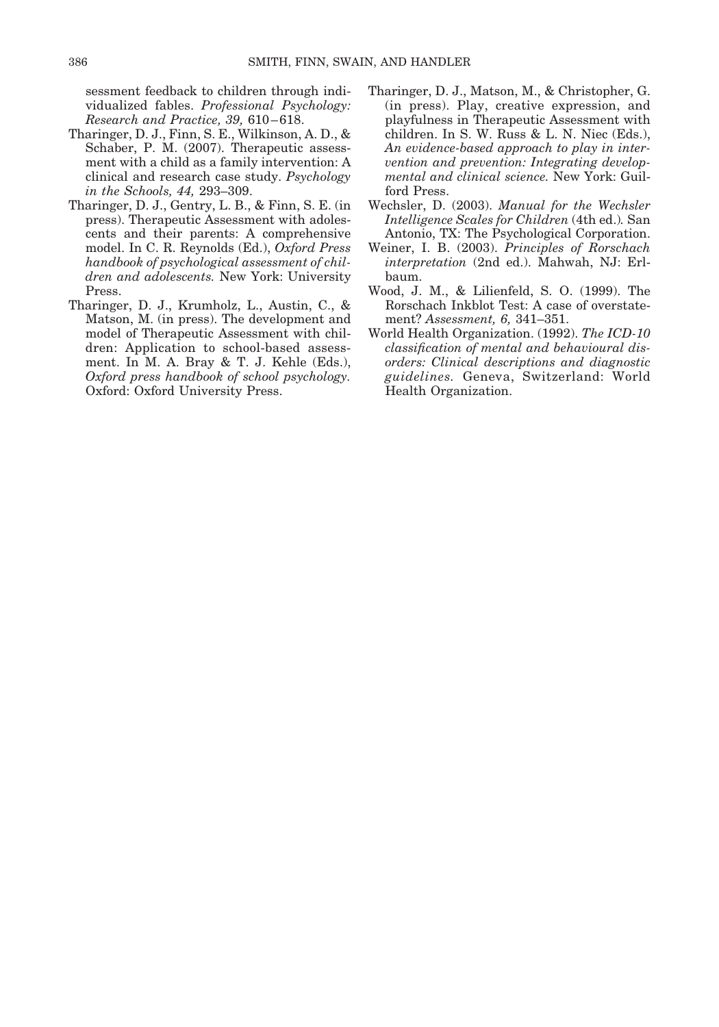sessment feedback to children through individualized fables. *Professional Psychology: Research and Practice, 39,* 610–618.

Tharinger, D. J., Finn, S. E., Wilkinson, A. D., & Schaber, P. M. (2007). Therapeutic assessment with a child as a family intervention: A clinical and research case study. *Psychology in the Schools, 44,* 293–309.

Tharinger, D. J., Gentry, L. B., & Finn, S. E. (in press). Therapeutic Assessment with adolescents and their parents: A comprehensive model. In C. R. Reynolds (Ed.), *Oxford Press handbook of psychological assessment of children and adolescents.* New York: University Press.

Tharinger, D. J., Krumholz, L., Austin, C., & Matson, M. (in press). The development and model of Therapeutic Assessment with children: Application to school-based assessment. In M. A. Bray & T. J. Kehle (Eds.), *Oxford press handbook of school psychology*. Oxford: Oxford University Press.

Tharinger, D. J., Matson, M., & Christopher, G. (in press). Play, creative expression, and playfulness in Therapeutic Assessment with children. In S. W. Russ & L. N. Niec (Eds.), *An evidence-based approach to play in intervention and prevention: Integrating developmental and clinical science.* New York: Guilford Press.

Wechsler, D. (2003). *Manual for the Wechsler Intelligence Scales for Children* (4th ed.)*.* San Antonio, TX: The Psychological Corporation.

Weiner, I. B. (2003). *Principles of Rorschach interpretation* (2nd ed.). Mahwah, NJ: Erlbaum.

Wood, J. M., & Lilienfeld, S. O. (1999). The Rorschach Inkblot Test: A case of overstatement? *Assessment, 6,* 341–351.

World Health Organization. (1992). *The ICD-10 classification of mental and behavioural disorders: Clinical descriptions and diagnostic guidelines*. Geneva, Switzerland: World Health Organization.